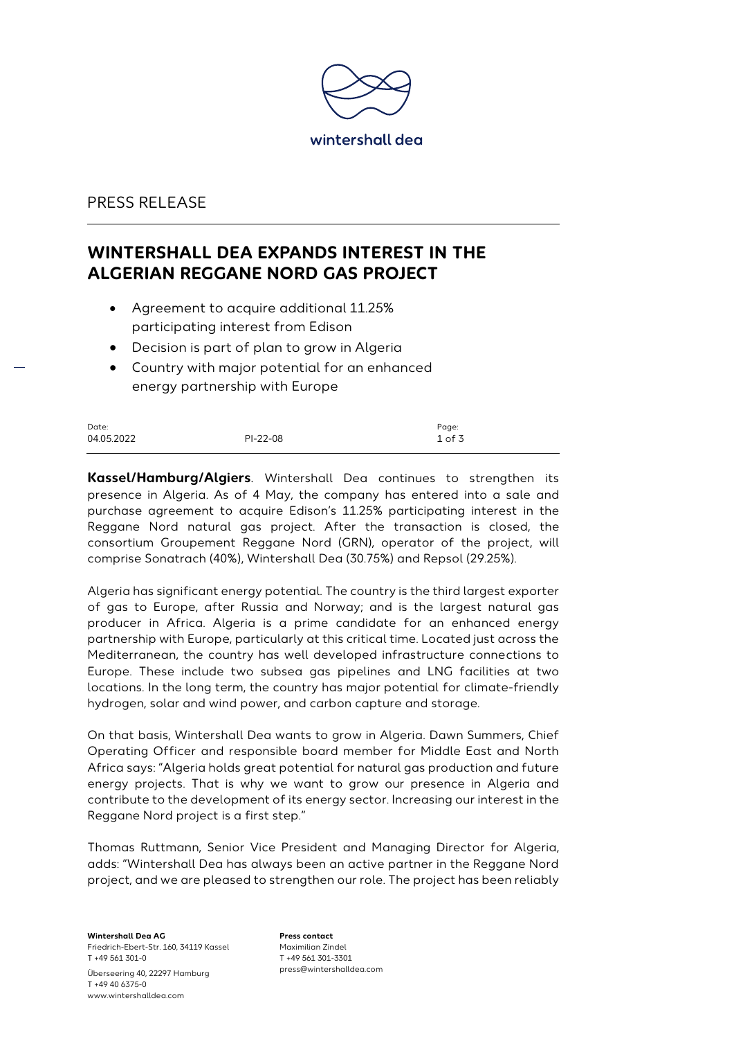wintershall dea

PRESS RELEASE

# WINTERSHALL DEA EXPANDS INTEREST IN THE ALGERIAN REGGANE NORD GAS PROJECT

- Agreement to acquire additional 11.25% participating interest from Edison
- Decision is part of plan to grow in Algeria
- Country with major potential for an enhanced energy partnership with Europe

| Date: | | Page: |
|---|---|---|
| 04.05.2022 | PI-22-08 | 1 of 3 |

**Kassel/Hamburg/Algiers**. Wintershall Dea continues to strengthen its presence in Algeria. As of 4 May, the company has entered into a sale and purchase agreement to acquire Edison's 11.25% participating interest in the Reggane Nord natural gas project. After the transaction is closed, the consortium Groupement Reggane Nord (GRN), operator of the project, will comprise Sonatrach (40%), Wintershall Dea (30.75%) and Repsol (29.25%).

Algeria has significant energy potential. The country is the third largest exporter of gas to Europe, after Russia and Norway; and is the largest natural gas producer in Africa. Algeria is a prime candidate for an enhanced energy partnership with Europe, particularly at this critical time. Located just across the Mediterranean, the country has well developed infrastructure connections to Europe. These include two subsea gas pipelines and LNG facilities at two locations. In the long term, the country has major potential for climate-friendly hydrogen, solar and wind power, and carbon capture and storage.

On that basis, Wintershall Dea wants to grow in Algeria. Dawn Summers, Chief Operating Officer and responsible board member for Middle East and North Africa says: "Algeria holds great potential for natural gas production and future energy projects. That is why we want to grow our presence in Algeria and contribute to the development of its energy sector. Increasing our interest in the Reggane Nord project is a first step."

Thomas Ruttmann, Senior Vice President and Managing Director for Algeria, adds: "Wintershall Dea has always been an active partner in the Reggane Nord project, and we are pleased to strengthen our role. The project has been reliably

**Wintershall Dea AG**
Friedrich-Ebert-Str. 160, 34119 Kassel
T +49 561 301-0
Überseering 40, 22297 Hamburg
T +49 40 6375-0
www.wintershalldea.com

**Press contact**
Maximilian Zindel
T +49 561 301-3301
press@wintershalldea.com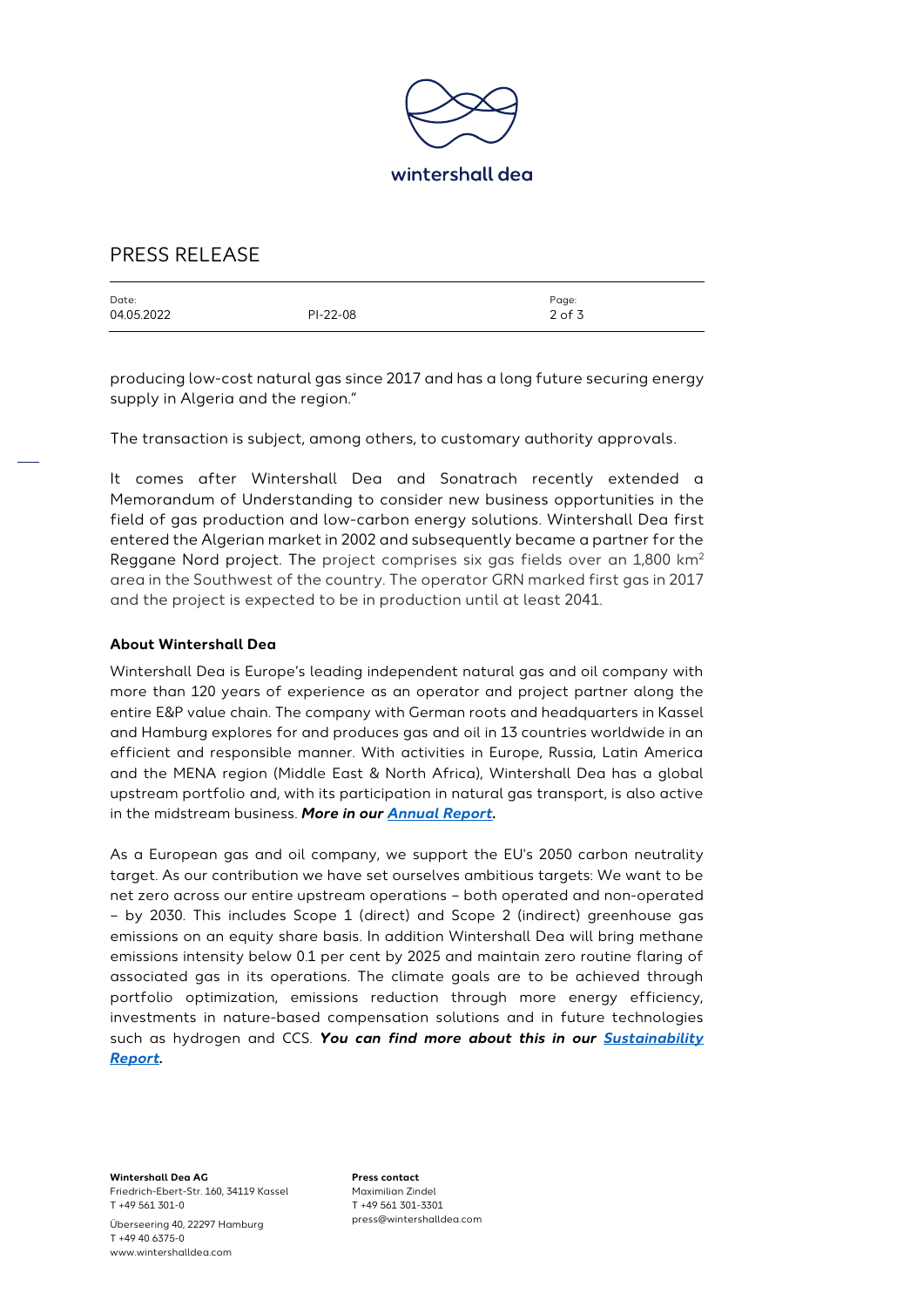producing low-cost natural gas since 2017 and has a long future securing energy supply in Algeria and the region."

The transaction is subject, among others, to customary authority approvals.

It comes after Wintershall Dea and Sonatrach recently extended a Memorandum of Understanding to consider new business opportunities in the field of gas production and low-carbon energy solutions. Wintershall Dea first entered the Algerian market in 2002 and subsequently became a partner for the Reggane Nord project. The project comprises six gas fields over an 1,800 km$^2$ area in the Southwest of the country. The operator GRN marked first gas in 2017 and the project is expected to be in production until at least 2041.

**About Wintershall Dea**

Wintershall Dea is Europe's leading independent natural gas and oil company with more than 120 years of experience as an operator and project partner along the entire E&P value chain. The company with German roots and headquarters in Kassel and Hamburg explores for and produces gas and oil in 13 countries worldwide in an efficient and responsible manner. With activities in Europe, Russia, Latin America and the MENA region (Middle East & North Africa), Wintershall Dea has a global upstream portfolio and, with its participation in natural gas transport, is also active in the midstream business. ***More in our Annual Report.***

As a European gas and oil company, we support the EU's 2050 carbon neutrality target. As our contribution we have set ourselves ambitious targets: We want to be net zero across our entire upstream operations – both operated and non-operated – by 2030. This includes Scope 1 (direct) and Scope 2 (indirect) greenhouse gas emissions on an equity share basis. In addition Wintershall Dea will bring methane emissions intensity below 0.1 per cent by 2025 and maintain zero routine flaring of associated gas in its operations. The climate goals are to be achieved through portfolio optimization, emissions reduction through more energy efficiency, investments in nature-based compensation solutions and in future technologies such as hydrogen and CCS. ***You can find more about this in our Sustainability Report.***

**Wintershall Dea AG**
Friedrich-Ebert-Str. 160, 34119 Kassel
T +49 561 301-0

Überseering 40, 22297 Hamburg
T +49 40 6375-0
www.wintershalldea.com

**Press contact**
Maximilian Zindel
T +49 561 301-3301
press@wintershalldea.com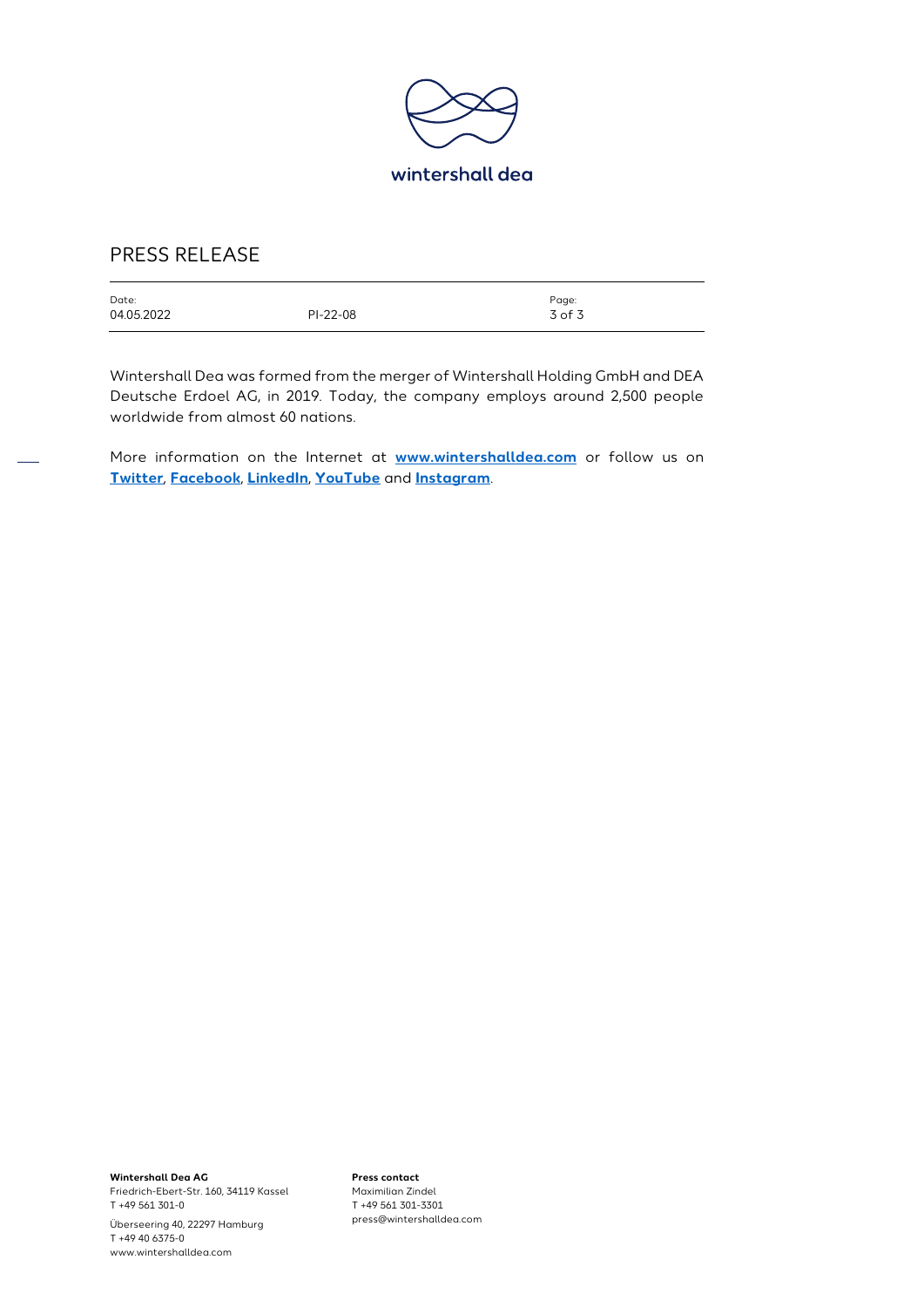Wintershall Dea was formed from the merger of Wintershall Holding GmbH and DEA Deutsche Erdoel AG, in 2019. Today, the company employs around 2,500 people worldwide from almost 60 nations.

More information on the Internet at **www.wintershalldea.com** or follow us on **Twitter**, **Facebook**, **LinkedIn**, **YouTube** and **Instagram**.

**Wintershall Dea AG**
Friedrich-Ebert-Str. 160, 34119 Kassel
T +49 561 301-0
Überseering 40, 22297 Hamburg
T +49 40 6375-0
www.wintershalldea.com

**Press contact**
Maximilian Zindel
T +49 561 301-3301
press@wintershalldea.com